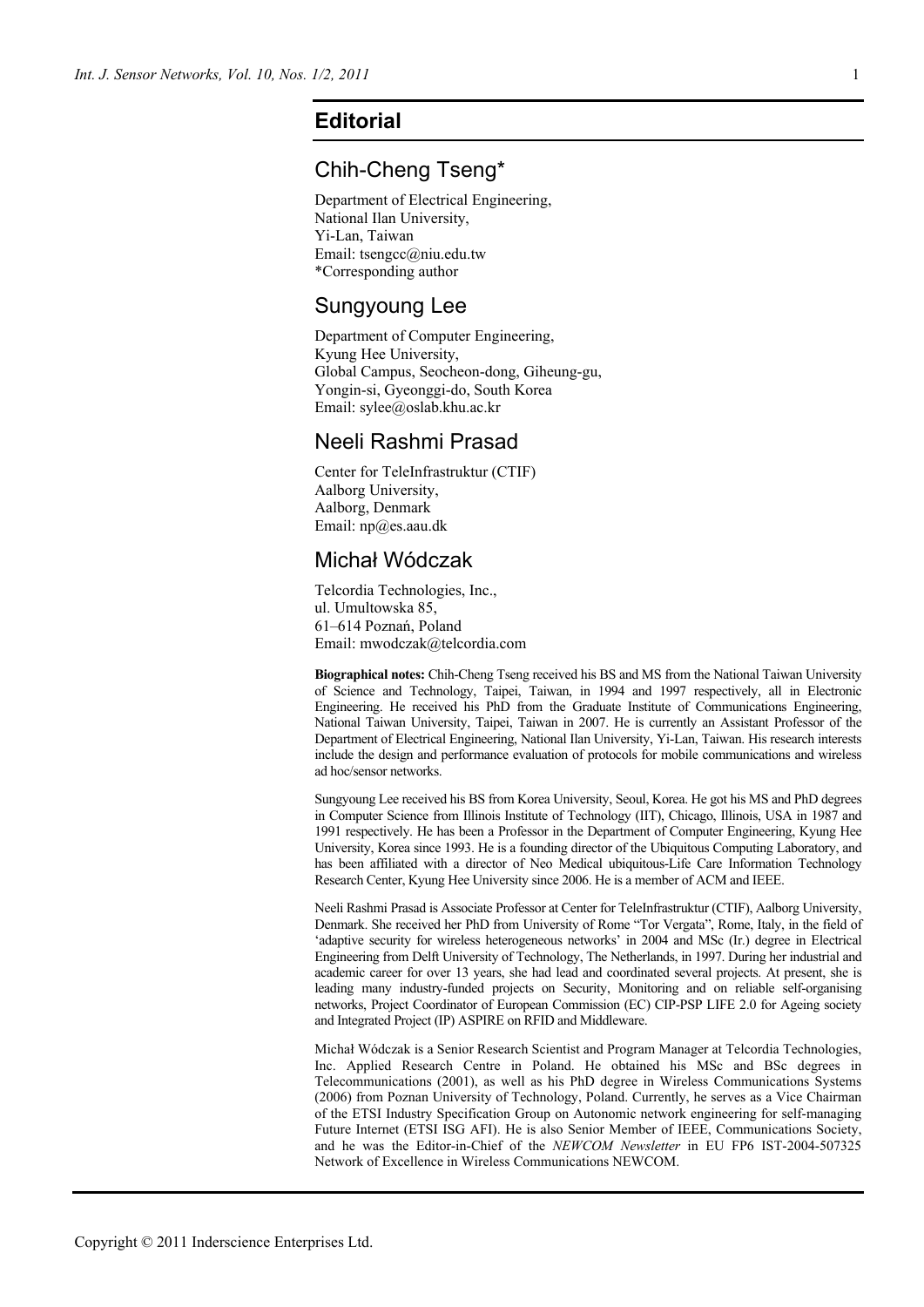# Editorial

## Chih-Cheng Tseng*

Department of Electrical Engineering,
National Ilan University,
Yi-Lan, Taiwan
Email: tsengcc@niu.edu.tw
*Corresponding author

## Sungyoung Lee

Department of Computer Engineering,
Kyung Hee University,
Global Campus, Seocheon-dong, Giheung-gu,
Yongin-si, Gyeonggi-do, South Korea
Email: sylee@oslab.khu.ac.kr

## Neeli Rashmi Prasad

Center for TeleInfrastruktur (CTIF)
Aalborg University,
Aalborg, Denmark
Email: np@es.aau.dk

## Michał Wódczak

Telcordia Technologies, Inc.,
ul. Umultowska 85,
61–614 Poznań, Poland
Email: mwodczak@telcordia.com

**Biographical notes:** Chih-Cheng Tseng received his BS and MS from the National Taiwan University of Science and Technology, Taipei, Taiwan, in 1994 and 1997 respectively, all in Electronic Engineering. He received his PhD from the Graduate Institute of Communications Engineering, National Taiwan University, Taipei, Taiwan in 2007. He is currently an Assistant Professor of the Department of Electrical Engineering, National Ilan University, Yi-Lan, Taiwan. His research interests include the design and performance evaluation of protocols for mobile communications and wireless ad hoc/sensor networks.

Sungyoung Lee received his BS from Korea University, Seoul, Korea. He got his MS and PhD degrees in Computer Science from Illinois Institute of Technology (IIT), Chicago, Illinois, USA in 1987 and 1991 respectively. He has been a Professor in the Department of Computer Engineering, Kyung Hee University, Korea since 1993. He is a founding director of the Ubiquitous Computing Laboratory, and has been affiliated with a director of Neo Medical ubiquitous-Life Care Information Technology Research Center, Kyung Hee University since 2006. He is a member of ACM and IEEE.

Neeli Rashmi Prasad is Associate Professor at Center for TeleInfrastruktur (CTIF), Aalborg University, Denmark. She received her PhD from University of Rome "Tor Vergata", Rome, Italy, in the field of 'adaptive security for wireless heterogeneous networks' in 2004 and MSc (Ir.) degree in Electrical Engineering from Delft University of Technology, The Netherlands, in 1997. During her industrial and academic career for over 13 years, she had lead and coordinated several projects. At present, she is leading many industry-funded projects on Security, Monitoring and on reliable self-organising networks, Project Coordinator of European Commission (EC) CIP-PSP LIFE 2.0 for Ageing society and Integrated Project (IP) ASPIRE on RFID and Middleware.

Michał Wódczak is a Senior Research Scientist and Program Manager at Telcordia Technologies, Inc. Applied Research Centre in Poland. He obtained his MSc and BSc degrees in Telecommunications (2001), as well as his PhD degree in Wireless Communications Systems (2006) from Poznan University of Technology, Poland. Currently, he serves as a Vice Chairman of the ETSI Industry Specification Group on Autonomic network engineering for self-managing Future Internet (ETSI ISG AFI). He is also Senior Member of IEEE, Communications Society, and he was the Editor-in-Chief of the *NEWCOM Newsletter* in EU FP6 IST-2004-507325 Network of Excellence in Wireless Communications NEWCOM.

Copyright © 2011 Inderscience Enterprises Ltd.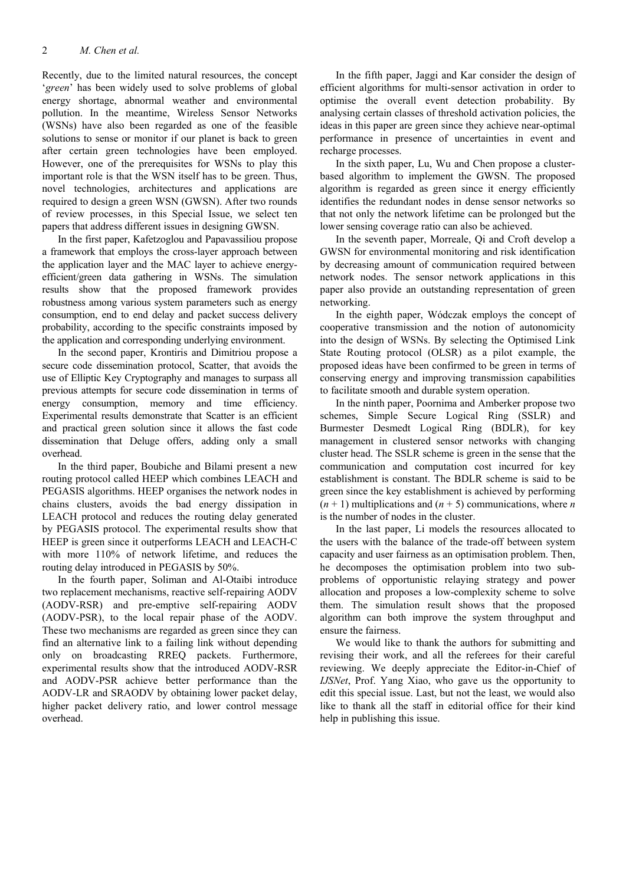Recently, due to the limited natural resources, the concept '*green*' has been widely used to solve problems of global energy shortage, abnormal weather and environmental pollution. In the meantime, Wireless Sensor Networks (WSNs) have also been regarded as one of the feasible solutions to sense or monitor if our planet is back to green after certain green technologies have been employed. However, one of the prerequisites for WSNs to play this important role is that the WSN itself has to be green. Thus, novel technologies, architectures and applications are required to design a green WSN (GWSN). After two rounds of review processes, in this Special Issue, we select ten papers that address different issues in designing GWSN.

In the first paper, Kafetzoglou and Papavassiliou propose a framework that employs the cross-layer approach between the application layer and the MAC layer to achieve energy-efficient/green data gathering in WSNs. The simulation results show that the proposed framework provides robustness among various system parameters such as energy consumption, end to end delay and packet success delivery probability, according to the specific constraints imposed by the application and corresponding underlying environment.

In the second paper, Krontiris and Dimitriou propose a secure code dissemination protocol, Scatter, that avoids the use of Elliptic Key Cryptography and manages to surpass all previous attempts for secure code dissemination in terms of energy consumption, memory and time efficiency. Experimental results demonstrate that Scatter is an efficient and practical green solution since it allows the fast code dissemination that Deluge offers, adding only a small overhead.

In the third paper, Boubiche and Bilami present a new routing protocol called HEEP which combines LEACH and PEGASIS algorithms. HEEP organises the network nodes in chains clusters, avoids the bad energy dissipation in LEACH protocol and reduces the routing delay generated by PEGASIS protocol. The experimental results show that HEEP is green since it outperforms LEACH and LEACH-C with more 110% of network lifetime, and reduces the routing delay introduced in PEGASIS by 50%.

In the fourth paper, Soliman and Al-Otaibi introduce two replacement mechanisms, reactive self-repairing AODV (AODV-RSR) and pre-emptive self-repairing AODV (AODV-PSR), to the local repair phase of the AODV. These two mechanisms are regarded as green since they can find an alternative link to a failing link without depending only on broadcasting RREQ packets. Furthermore, experimental results show that the introduced AODV-RSR and AODV-PSR achieve better performance than the AODV-LR and SRAODV by obtaining lower packet delay, higher packet delivery ratio, and lower control message overhead.

In the fifth paper, Jaggi and Kar consider the design of efficient algorithms for multi-sensor activation in order to optimise the overall event detection probability. By analysing certain classes of threshold activation policies, the ideas in this paper are green since they achieve near-optimal performance in presence of uncertainties in event and recharge processes.

In the sixth paper, Lu, Wu and Chen propose a cluster-based algorithm to implement the GWSN. The proposed algorithm is regarded as green since it energy efficiently identifies the redundant nodes in dense sensor networks so that not only the network lifetime can be prolonged but the lower sensing coverage ratio can also be achieved.

In the seventh paper, Morreale, Qi and Croft develop a GWSN for environmental monitoring and risk identification by decreasing amount of communication required between network nodes. The sensor network applications in this paper also provide an outstanding representation of green networking.

In the eighth paper, Wódczak employs the concept of cooperative transmission and the notion of autonomicity into the design of WSNs. By selecting the Optimised Link State Routing protocol (OLSR) as a pilot example, the proposed ideas have been confirmed to be green in terms of conserving energy and improving transmission capabilities to facilitate smooth and durable system operation.

In the ninth paper, Poornima and Amberker propose two schemes, Simple Secure Logical Ring (SSLR) and Burmester Desmedt Logical Ring (BDLR), for key management in clustered sensor networks with changing cluster head. The SSLR scheme is green in the sense that the communication and computation cost incurred for key establishment is constant. The BDLR scheme is said to be green since the key establishment is achieved by performing $(n + 1)$ multiplications and $(n + 5)$ communications, where $n$ is the number of nodes in the cluster.

In the last paper, Li models the resources allocated to the users with the balance of the trade-off between system capacity and user fairness as an optimisation problem. Then, he decomposes the optimisation problem into two sub-problems of opportunistic relaying strategy and power allocation and proposes a low-complexity scheme to solve them. The simulation result shows that the proposed algorithm can both improve the system throughput and ensure the fairness.

We would like to thank the authors for submitting and revising their work, and all the referees for their careful reviewing. We deeply appreciate the Editor-in-Chief of *IJSNet*, Prof. Yang Xiao, who gave us the opportunity to edit this special issue. Last, but not the least, we would also like to thank all the staff in editorial office for their kind help in publishing this issue.